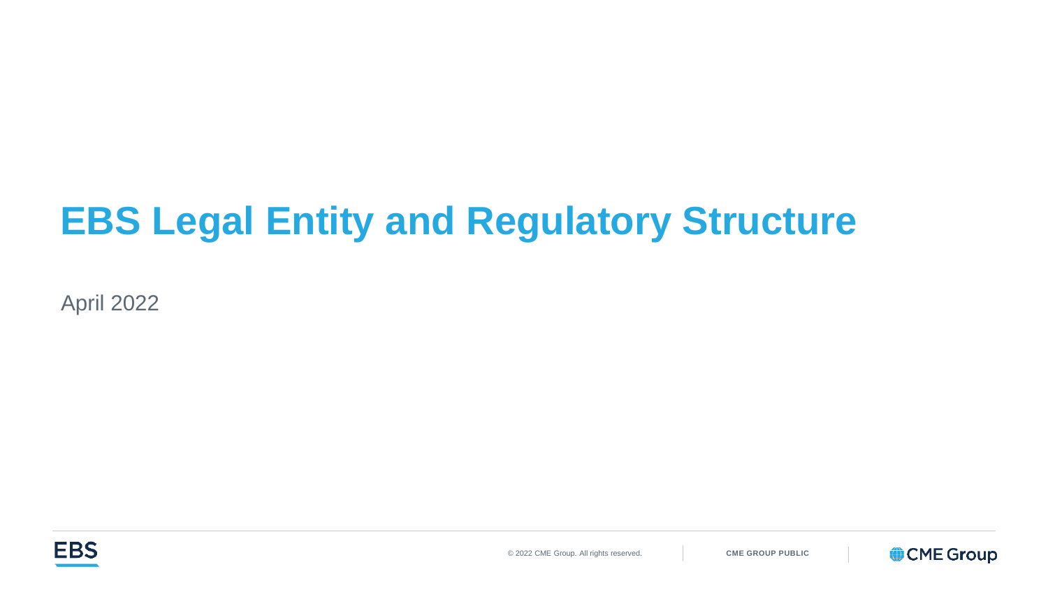# EBS Legal Entity and Regulatory Structure

April 2022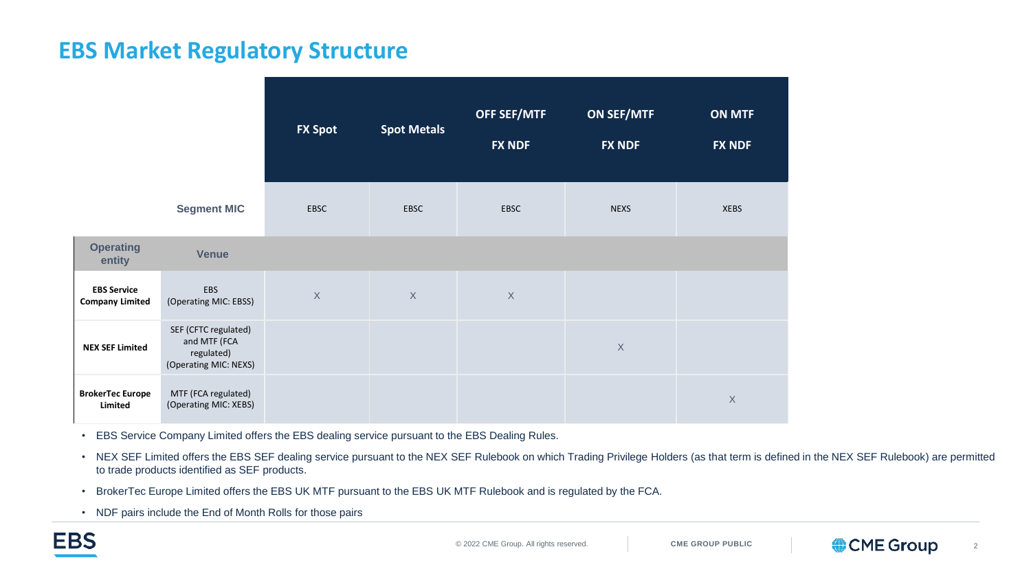## EBS Market Regulatory Structure

| | | FX Spot | Spot Metals | OFF SEF/MTF FX NDF | ON SEF/MTF FX NDF | ON MTF FX NDF |
|---|---|---|---|---|---|---|
| | **Segment MIC** | EBSC | EBSC | EBSC | NEXS | XEBS |
| **Operating entity** | **Venue** | | | | | |
| **EBS Service Company Limited** | EBS (Operating MIC: EBSS) | X | X | X | | |
| **NEX SEF Limited** | SEF (CFTC regulated) and MTF (FCA regulated) (Operating MIC: NEXS) | | | | X | |
| **BrokerTec Europe Limited** | MTF (FCA regulated) (Operating MIC: XEBS) | | | | | X |

- EBS Service Company Limited offers the EBS dealing service pursuant to the EBS Dealing Rules.
- NEX SEF Limited offers the EBS SEF dealing service pursuant to the NEX SEF Rulebook on which Trading Privilege Holders (as that term is defined in the NEX SEF Rulebook) are permitted to trade products identified as SEF products.
- BrokerTec Europe Limited offers the EBS UK MTF pursuant to the EBS UK MTF Rulebook and is regulated by the FCA.
- NDF pairs include the End of Month Rolls for those pairs

© 2022 CME Group. All rights reserved. CME GROUP PUBLIC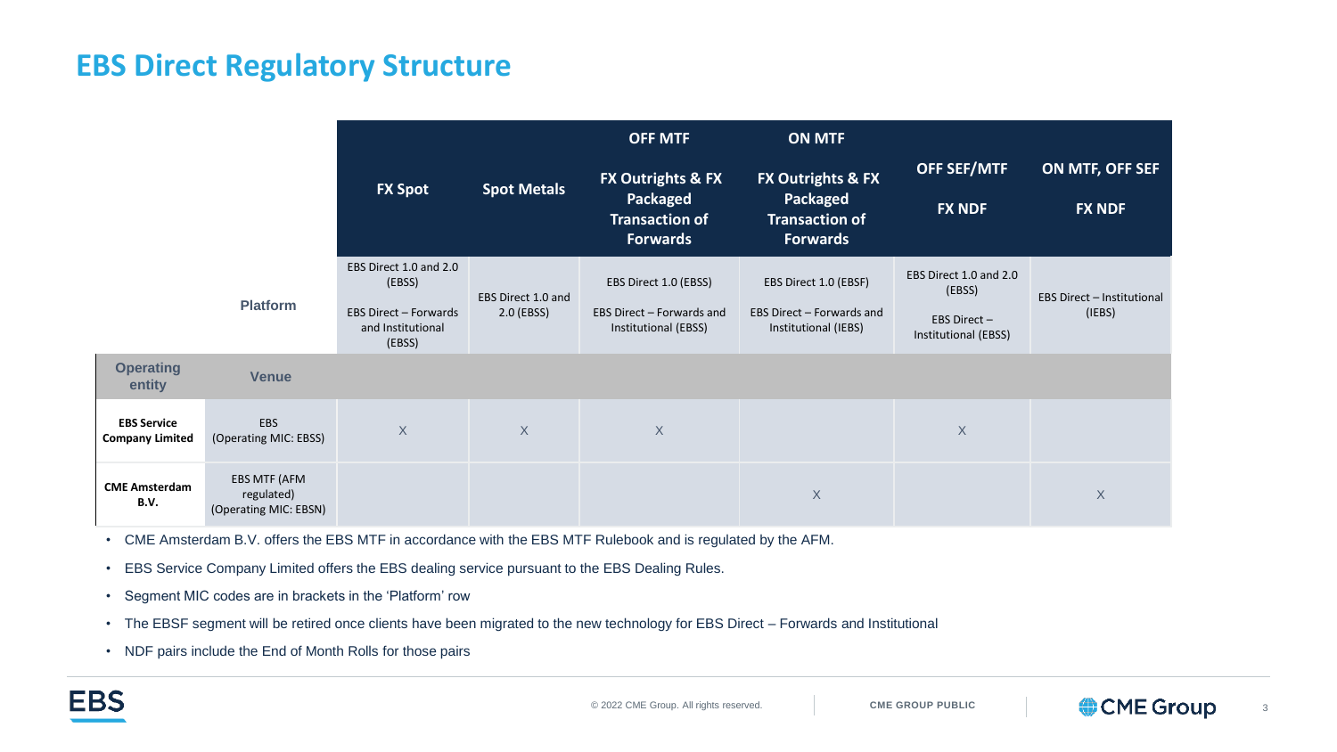# EBS Direct Regulatory Structure

| | | OFF MTF | | OFF MTF | ON MTF | OFF SEF/MTF | ON MTF, OFF SEF |
|---|---|---|---|---|---|---|---|
| | | **FX Spot** | **Spot Metals** | **FX Outrights & FX Packaged Transaction of Forwards** | **FX Outrights & FX Packaged Transaction of Forwards** | **FX NDF** | **FX NDF** |
| | **Platform** | EBS Direct 1.0 and 2.0 (EBSS)<br>EBS Direct – Forwards and Institutional (EBSS) | EBS Direct 1.0 and 2.0 (EBSS) | EBS Direct 1.0 (EBSS)<br>EBS Direct – Forwards and Institutional (EBSS) | EBS Direct 1.0 (EBSF)<br>EBS Direct – Forwards and Institutional (IEBS) | EBS Direct 1.0 and 2.0 (EBSS)<br>EBS Direct – Institutional (EBSS) | EBS Direct – Institutional (IEBS) |
| **Operating entity** | **Venue** | | | | | | |
| **EBS Service Company Limited** | EBS (Operating MIC: EBSS) | X | X | X | | X | |
| **CME Amsterdam B.V.** | EBS MTF (AFM regulated) (Operating MIC: EBSN) | | | | X | | X |

- CME Amsterdam B.V. offers the EBS MTF in accordance with the EBS MTF Rulebook and is regulated by the AFM.
- EBS Service Company Limited offers the EBS dealing service pursuant to the EBS Dealing Rules.
- Segment MIC codes are in brackets in the 'Platform' row
- The EBSF segment will be retired once clients have been migrated to the new technology for EBS Direct – Forwards and Institutional
- NDF pairs include the End of Month Rolls for those pairs

© 2022 CME Group. All rights reserved.

CME GROUP PUBLIC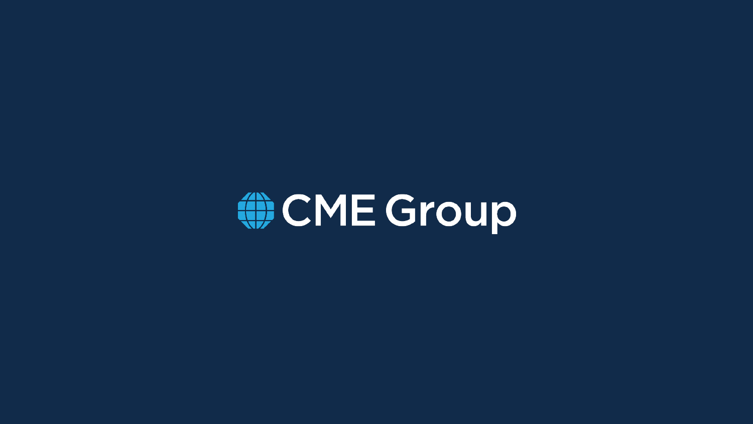CME Group